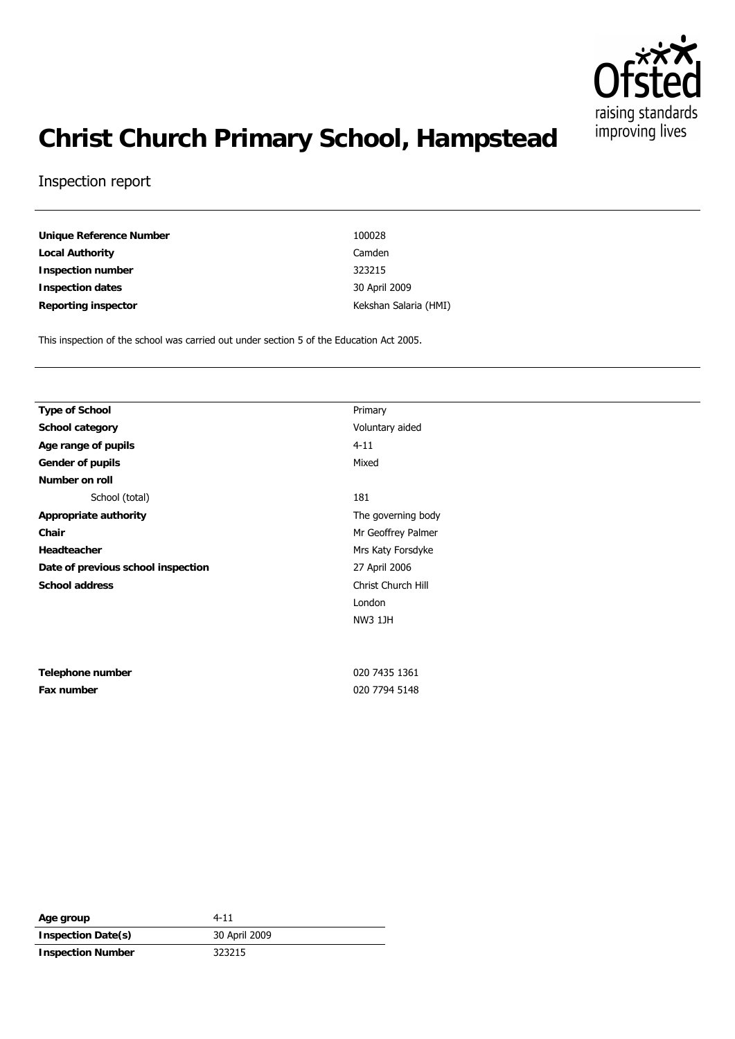# Christ Church Primary School, Hampstead

Inspection report

| | |
|---|---|
| **Unique Reference Number** | 100028 |
| **Local Authority** | Camden |
| **Inspection number** | 323215 |
| **Inspection dates** | 30 April 2009 |
| **Reporting inspector** | Kekshan Salaria (HMI) |

This inspection of the school was carried out under section 5 of the Education Act 2005.

| | |
|---|---|
| **Type of School** | Primary |
| **School category** | Voluntary aided |
| **Age range of pupils** | 4-11 |
| **Gender of pupils** | Mixed |
| **Number on roll** | |
| School (total) | 181 |
| **Appropriate authority** | The governing body |
| **Chair** | Mr Geoffrey Palmer |
| **Headteacher** | Mrs Katy Forsdyke |
| **Date of previous school inspection** | 27 April 2006 |
| **School address** | Christ Church Hill<br>London<br>NW3 1JH |
| **Telephone number** | 020 7435 1361 |
| **Fax number** | 020 7794 5148 |

| | |
|---|---|
| **Age group** | 4-11 |
| **Inspection Date(s)** | 30 April 2009 |
| **Inspection Number** | 323215 |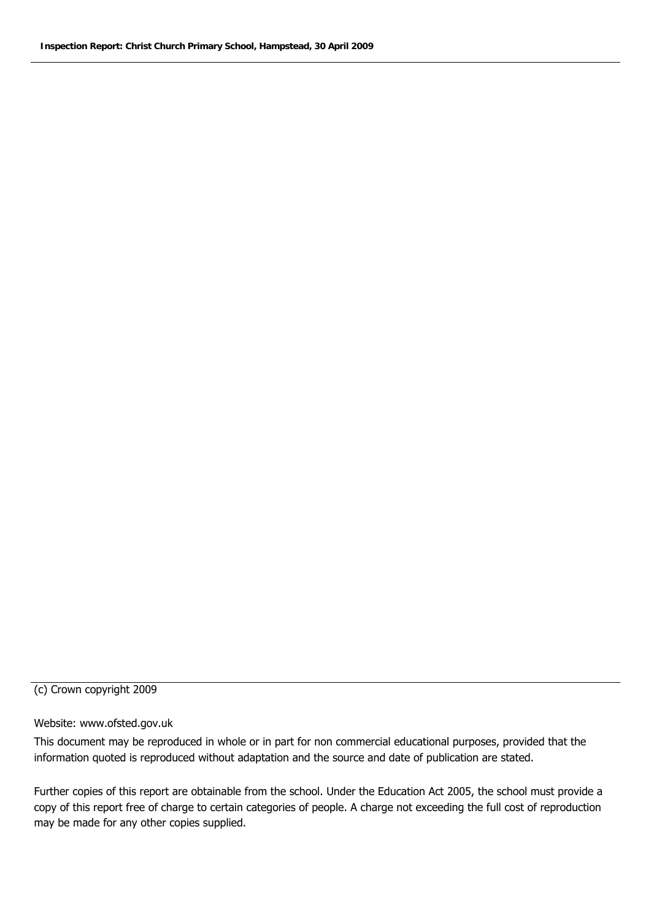(c) Crown copyright 2009

Website: www.ofsted.gov.uk

This document may be reproduced in whole or in part for non commercial educational purposes, provided that the information quoted is reproduced without adaptation and the source and date of publication are stated.

Further copies of this report are obtainable from the school. Under the Education Act 2005, the school must provide a copy of this report free of charge to certain categories of people. A charge not exceeding the full cost of reproduction may be made for any other copies supplied.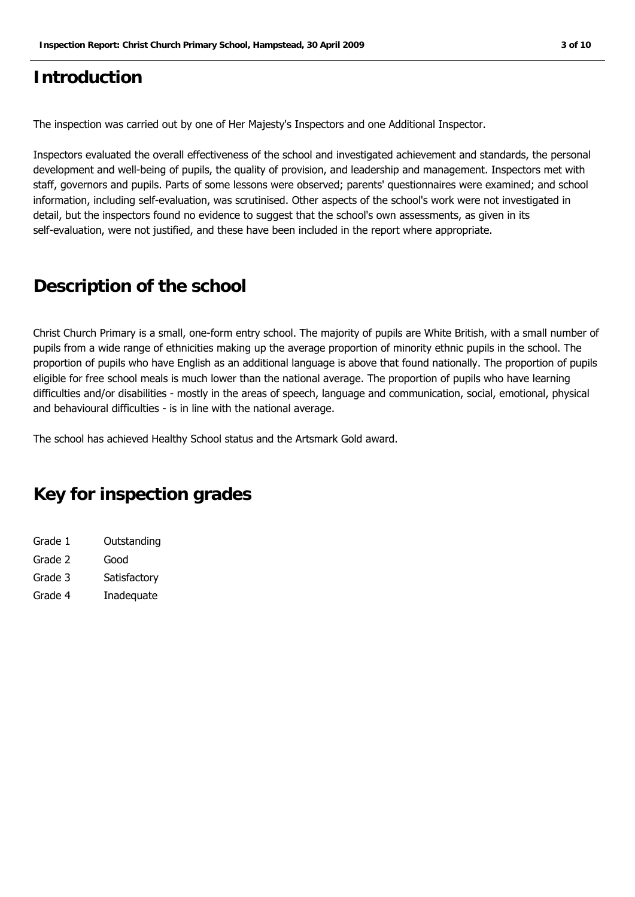# Introduction

The inspection was carried out by one of Her Majesty's Inspectors and one Additional Inspector.

Inspectors evaluated the overall effectiveness of the school and investigated achievement and standards, the personal development and well-being of pupils, the quality of provision, and leadership and management. Inspectors met with staff, governors and pupils. Parts of some lessons were observed; parents' questionnaires were examined; and school information, including self-evaluation, was scrutinised. Other aspects of the school's work were not investigated in detail, but the inspectors found no evidence to suggest that the school's own assessments, as given in its self-evaluation, were not justified, and these have been included in the report where appropriate.

# Description of the school

Christ Church Primary is a small, one-form entry school. The majority of pupils are White British, with a small number of pupils from a wide range of ethnicities making up the average proportion of minority ethnic pupils in the school. The proportion of pupils who have English as an additional language is above that found nationally. The proportion of pupils eligible for free school meals is much lower than the national average. The proportion of pupils who have learning difficulties and/or disabilities - mostly in the areas of speech, language and communication, social, emotional, physical and behavioural difficulties - is in line with the national average.

The school has achieved Healthy School status and the Artsmark Gold award.

# Key for inspection grades

| | |
|---|---|
| Grade 1 | Outstanding |
| Grade 2 | Good |
| Grade 3 | Satisfactory |
| Grade 4 | Inadequate |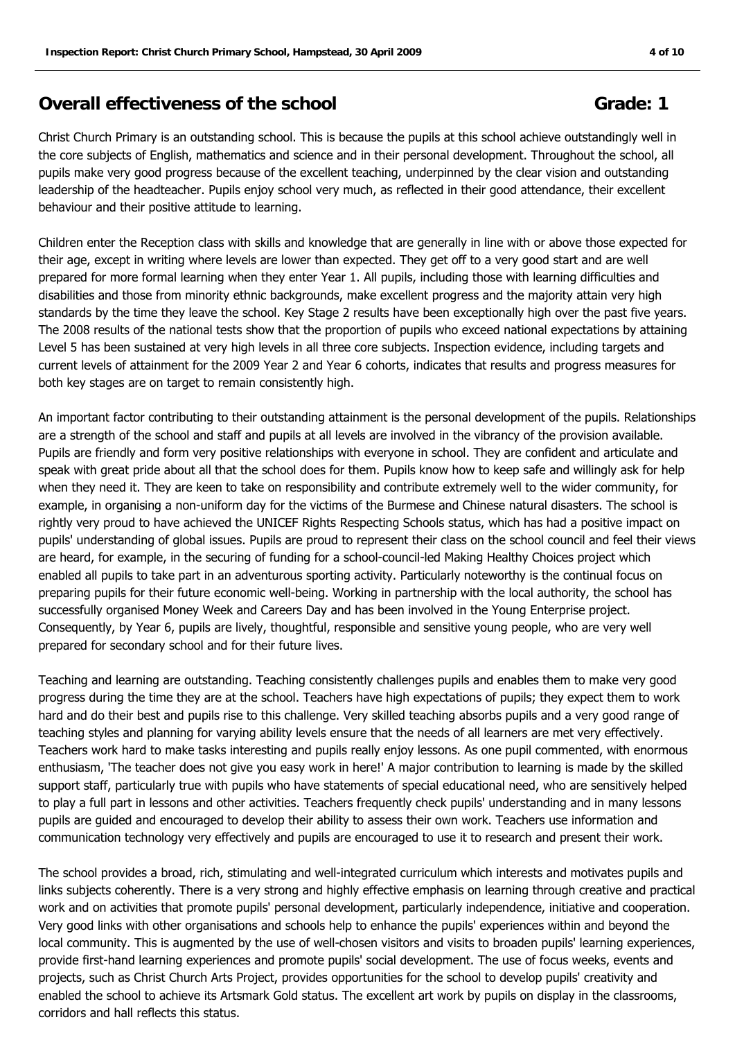## Overall effectiveness of the school **Grade: 1**

Christ Church Primary is an outstanding school. This is because the pupils at this school achieve outstandingly well in the core subjects of English, mathematics and science and in their personal development. Throughout the school, all pupils make very good progress because of the excellent teaching, underpinned by the clear vision and outstanding leadership of the headteacher. Pupils enjoy school very much, as reflected in their good attendance, their excellent behaviour and their positive attitude to learning.

Children enter the Reception class with skills and knowledge that are generally in line with or above those expected for their age, except in writing where levels are lower than expected. They get off to a very good start and are well prepared for more formal learning when they enter Year 1. All pupils, including those with learning difficulties and disabilities and those from minority ethnic backgrounds, make excellent progress and the majority attain very high standards by the time they leave the school. Key Stage 2 results have been exceptionally high over the past five years. The 2008 results of the national tests show that the proportion of pupils who exceed national expectations by attaining Level 5 has been sustained at very high levels in all three core subjects. Inspection evidence, including targets and current levels of attainment for the 2009 Year 2 and Year 6 cohorts, indicates that results and progress measures for both key stages are on target to remain consistently high.

An important factor contributing to their outstanding attainment is the personal development of the pupils. Relationships are a strength of the school and staff and pupils at all levels are involved in the vibrancy of the provision available. Pupils are friendly and form very positive relationships with everyone in school. They are confident and articulate and speak with great pride about all that the school does for them. Pupils know how to keep safe and willingly ask for help when they need it. They are keen to take on responsibility and contribute extremely well to the wider community, for example, in organising a non-uniform day for the victims of the Burmese and Chinese natural disasters. The school is rightly very proud to have achieved the UNICEF Rights Respecting Schools status, which has had a positive impact on pupils' understanding of global issues. Pupils are proud to represent their class on the school council and feel their views are heard, for example, in the securing of funding for a school-council-led Making Healthy Choices project which enabled all pupils to take part in an adventurous sporting activity. Particularly noteworthy is the continual focus on preparing pupils for their future economic well-being. Working in partnership with the local authority, the school has successfully organised Money Week and Careers Day and has been involved in the Young Enterprise project. Consequently, by Year 6, pupils are lively, thoughtful, responsible and sensitive young people, who are very well prepared for secondary school and for their future lives.

Teaching and learning are outstanding. Teaching consistently challenges pupils and enables them to make very good progress during the time they are at the school. Teachers have high expectations of pupils; they expect them to work hard and do their best and pupils rise to this challenge. Very skilled teaching absorbs pupils and a very good range of teaching styles and planning for varying ability levels ensure that the needs of all learners are met very effectively. Teachers work hard to make tasks interesting and pupils really enjoy lessons. As one pupil commented, with enormous enthusiasm, 'The teacher does not give you easy work in here!' A major contribution to learning is made by the skilled support staff, particularly true with pupils who have statements of special educational need, who are sensitively helped to play a full part in lessons and other activities. Teachers frequently check pupils' understanding and in many lessons pupils are guided and encouraged to develop their ability to assess their own work. Teachers use information and communication technology very effectively and pupils are encouraged to use it to research and present their work.

The school provides a broad, rich, stimulating and well-integrated curriculum which interests and motivates pupils and links subjects coherently. There is a very strong and highly effective emphasis on learning through creative and practical work and on activities that promote pupils' personal development, particularly independence, initiative and cooperation. Very good links with other organisations and schools help to enhance the pupils' experiences within and beyond the local community. This is augmented by the use of well-chosen visitors and visits to broaden pupils' learning experiences, provide first-hand learning experiences and promote pupils' social development. The use of focus weeks, events and projects, such as Christ Church Arts Project, provides opportunities for the school to develop pupils' creativity and enabled the school to achieve its Artsmark Gold status. The excellent art work by pupils on display in the classrooms, corridors and hall reflects this status.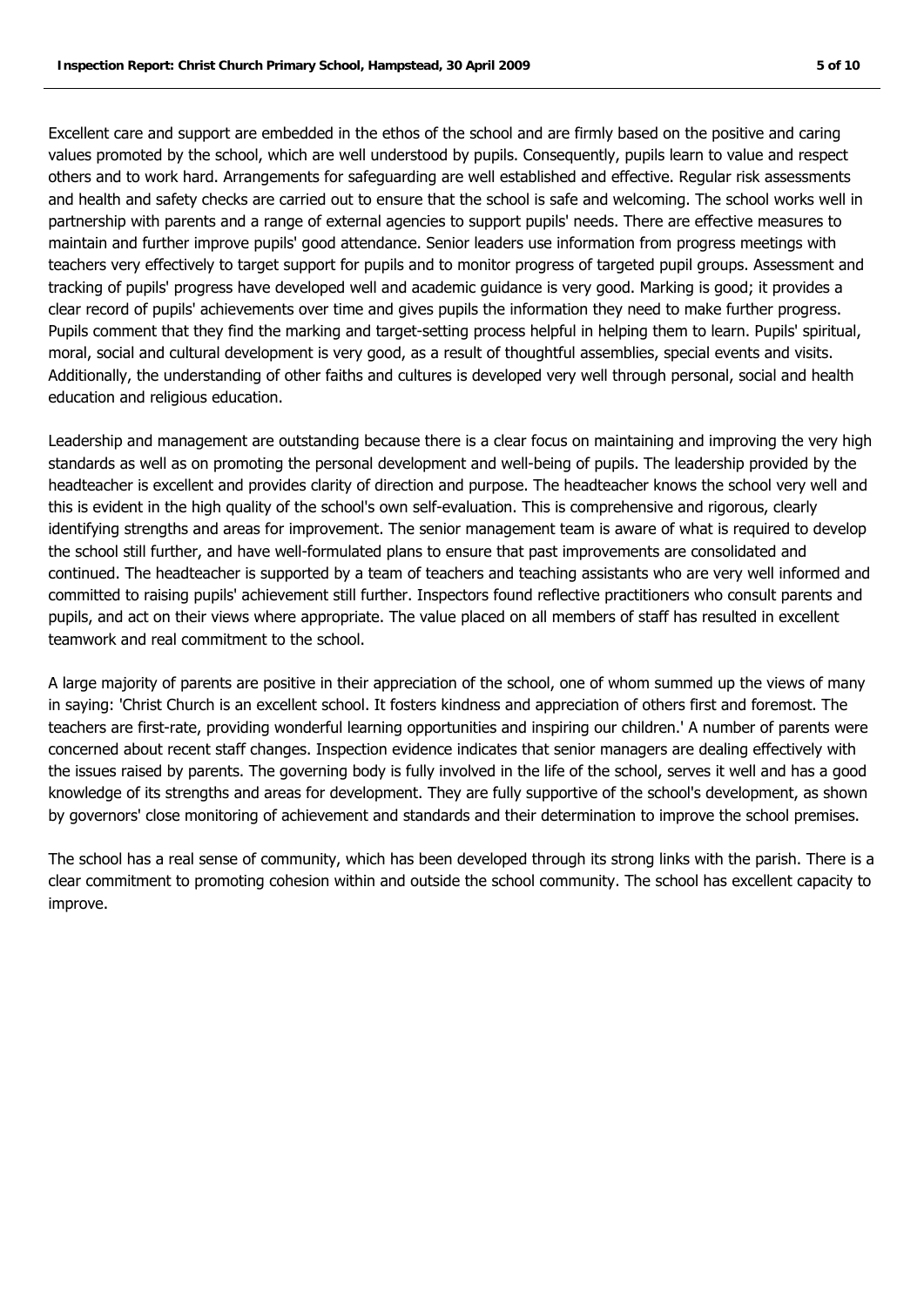Excellent care and support are embedded in the ethos of the school and are firmly based on the positive and caring values promoted by the school, which are well understood by pupils. Consequently, pupils learn to value and respect others and to work hard. Arrangements for safeguarding are well established and effective. Regular risk assessments and health and safety checks are carried out to ensure that the school is safe and welcoming. The school works well in partnership with parents and a range of external agencies to support pupils' needs. There are effective measures to maintain and further improve pupils' good attendance. Senior leaders use information from progress meetings with teachers very effectively to target support for pupils and to monitor progress of targeted pupil groups. Assessment and tracking of pupils' progress have developed well and academic guidance is very good. Marking is good; it provides a clear record of pupils' achievements over time and gives pupils the information they need to make further progress. Pupils comment that they find the marking and target-setting process helpful in helping them to learn. Pupils' spiritual, moral, social and cultural development is very good, as a result of thoughtful assemblies, special events and visits. Additionally, the understanding of other faiths and cultures is developed very well through personal, social and health education and religious education.

Leadership and management are outstanding because there is a clear focus on maintaining and improving the very high standards as well as on promoting the personal development and well-being of pupils. The leadership provided by the headteacher is excellent and provides clarity of direction and purpose. The headteacher knows the school very well and this is evident in the high quality of the school's own self-evaluation. This is comprehensive and rigorous, clearly identifying strengths and areas for improvement. The senior management team is aware of what is required to develop the school still further, and have well-formulated plans to ensure that past improvements are consolidated and continued. The headteacher is supported by a team of teachers and teaching assistants who are very well informed and committed to raising pupils' achievement still further. Inspectors found reflective practitioners who consult parents and pupils, and act on their views where appropriate. The value placed on all members of staff has resulted in excellent teamwork and real commitment to the school.

A large majority of parents are positive in their appreciation of the school, one of whom summed up the views of many in saying: 'Christ Church is an excellent school. It fosters kindness and appreciation of others first and foremost. The teachers are first-rate, providing wonderful learning opportunities and inspiring our children.' A number of parents were concerned about recent staff changes. Inspection evidence indicates that senior managers are dealing effectively with the issues raised by parents. The governing body is fully involved in the life of the school, serves it well and has a good knowledge of its strengths and areas for development. They are fully supportive of the school's development, as shown by governors' close monitoring of achievement and standards and their determination to improve the school premises.

The school has a real sense of community, which has been developed through its strong links with the parish. There is a clear commitment to promoting cohesion within and outside the school community. The school has excellent capacity to improve.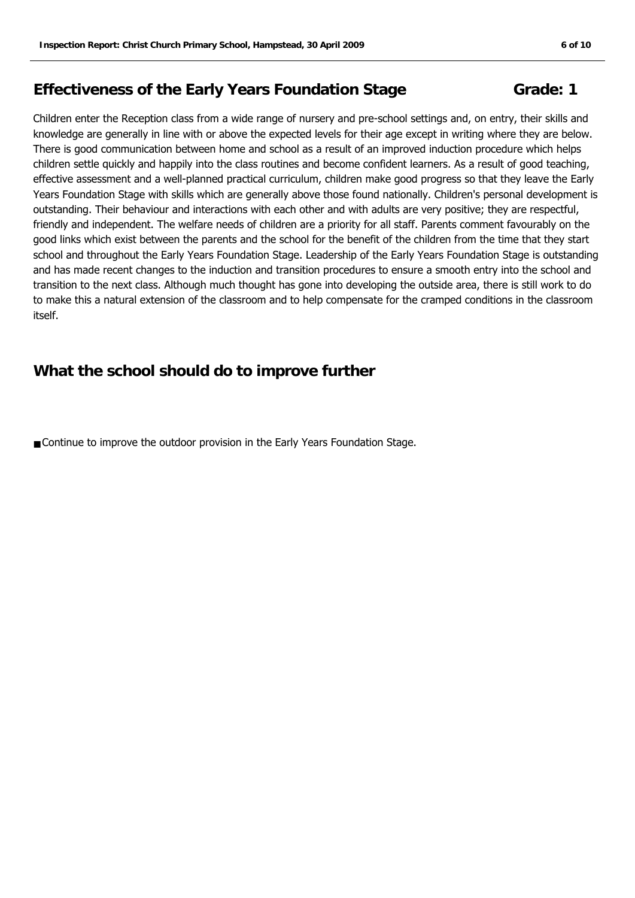## Effectiveness of the Early Years Foundation Stage Grade: 1

Children enter the Reception class from a wide range of nursery and pre-school settings and, on entry, their skills and knowledge are generally in line with or above the expected levels for their age except in writing where they are below. There is good communication between home and school as a result of an improved induction procedure which helps children settle quickly and happily into the class routines and become confident learners. As a result of good teaching, effective assessment and a well-planned practical curriculum, children make good progress so that they leave the Early Years Foundation Stage with skills which are generally above those found nationally. Children's personal development is outstanding. Their behaviour and interactions with each other and with adults are very positive; they are respectful, friendly and independent. The welfare needs of children are a priority for all staff. Parents comment favourably on the good links which exist between the parents and the school for the benefit of the children from the time that they start school and throughout the Early Years Foundation Stage. Leadership of the Early Years Foundation Stage is outstanding and has made recent changes to the induction and transition procedures to ensure a smooth entry into the school and transition to the next class. Although much thought has gone into developing the outside area, there is still work to do to make this a natural extension of the classroom and to help compensate for the cramped conditions in the classroom itself.

## What the school should do to improve further

- Continue to improve the outdoor provision in the Early Years Foundation Stage.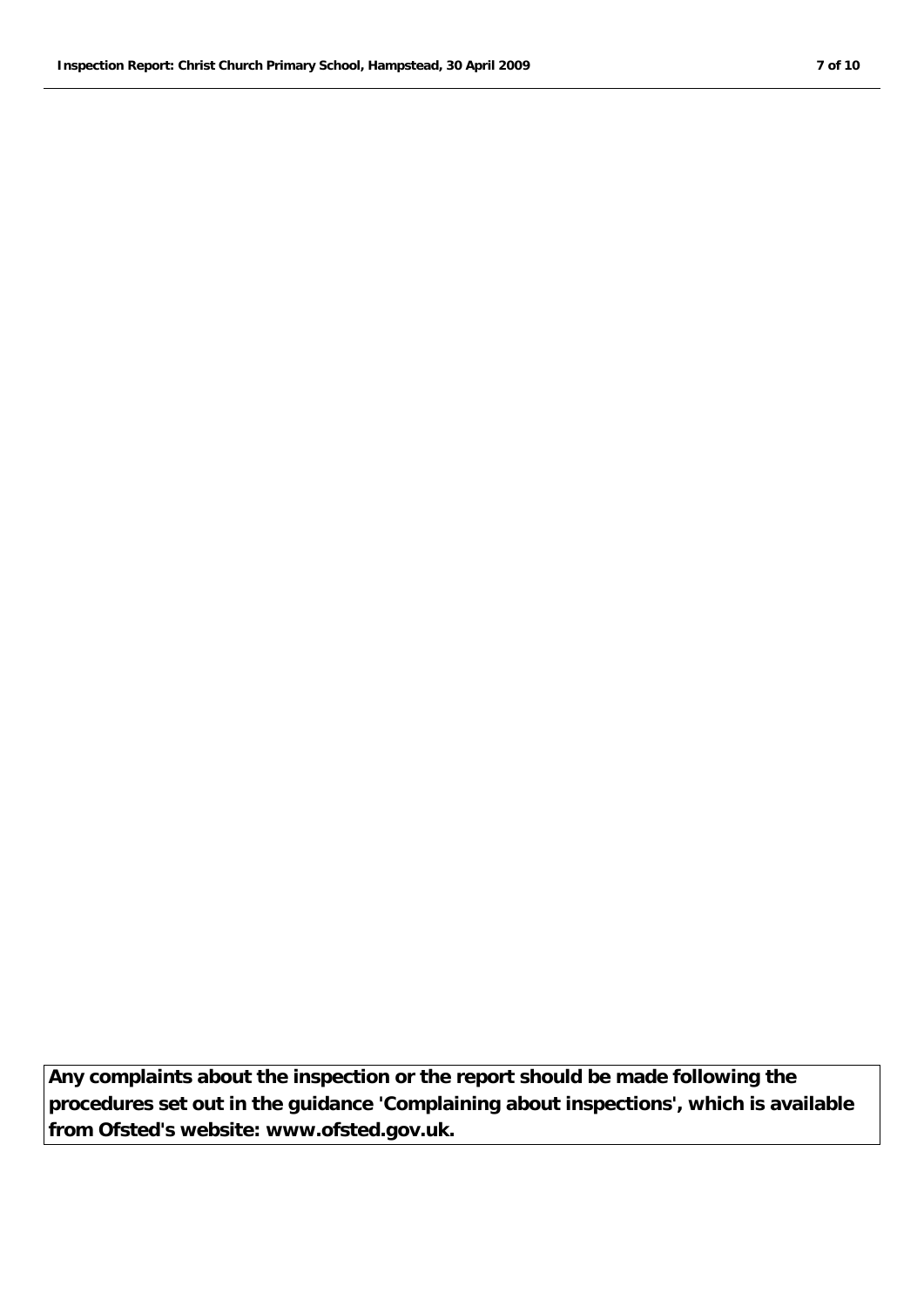**Any complaints about the inspection or the report should be made following the procedures set out in the guidance 'Complaining about inspections', which is available from Ofsted's website: www.ofsted.gov.uk.**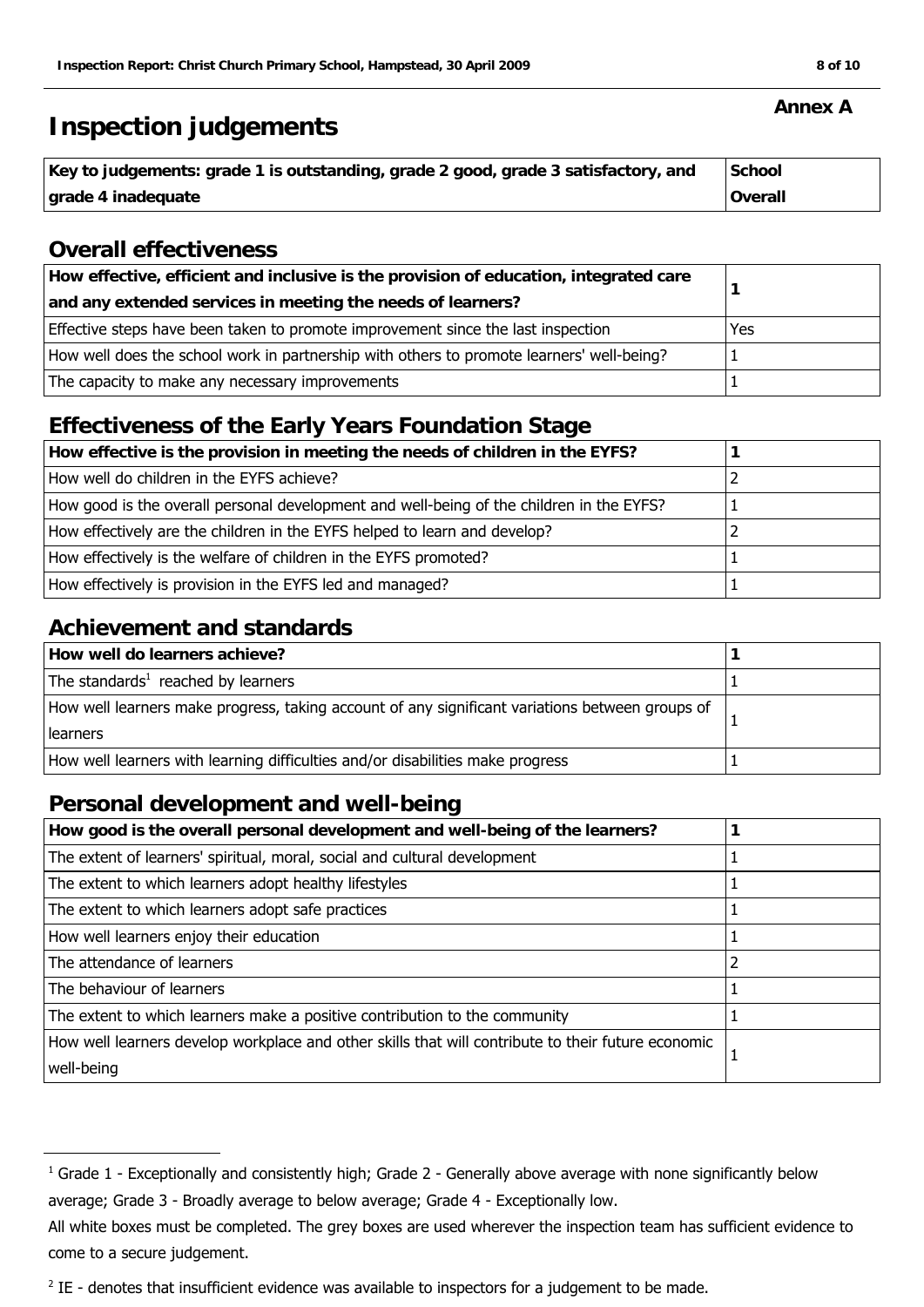**Annex A**

# Inspection judgements

| Key to judgements: grade 1 is outstanding, grade 2 good, grade 3 satisfactory, and grade 4 inadequate | School Overall |
|---|---|

## Overall effectiveness

| How effective, efficient and inclusive is the provision of education, integrated care and any extended services in meeting the needs of learners? | 1 |
|---|---|
| Effective steps have been taken to promote improvement since the last inspection | Yes |
| How well does the school work in partnership with others to promote learners' well-being? | 1 |
| The capacity to make any necessary improvements | 1 |

## Effectiveness of the Early Years Foundation Stage

| How effective is the provision in meeting the needs of children in the EYFS? | 1 |
|---|---|
| How well do children in the EYFS achieve? | 2 |
| How good is the overall personal development and well-being of the children in the EYFS? | 1 |
| How effectively are the children in the EYFS helped to learn and develop? | 2 |
| How effectively is the welfare of children in the EYFS promoted? | 1 |
| How effectively is provision in the EYFS led and managed? | 1 |

## Achievement and standards

| How well do learners achieve? | 1 |
|---|---|
| The standards[1] reached by learners | 1 |
| How well learners make progress, taking account of any significant variations between groups of learners | 1 |
| How well learners with learning difficulties and/or disabilities make progress | 1 |

## Personal development and well-being

| How good is the overall personal development and well-being of the learners? | 1 |
|---|---|
| The extent of learners' spiritual, moral, social and cultural development | 1 |
| The extent to which learners adopt healthy lifestyles | 1 |
| The extent to which learners adopt safe practices | 1 |
| How well learners enjoy their education | 1 |
| The attendance of learners | 2 |
| The behaviour of learners | 1 |
| The extent to which learners make a positive contribution to the community | 1 |
| How well learners develop workplace and other skills that will contribute to their future economic well-being | 1 |

---

[1] Grade 1 - Exceptionally and consistently high; Grade 2 - Generally above average with none significantly below average; Grade 3 - Broadly average to below average; Grade 4 - Exceptionally low.

All white boxes must be completed. The grey boxes are used wherever the inspection team has sufficient evidence to come to a secure judgement.

[2] IE - denotes that insufficient evidence was available to inspectors for a judgement to be made.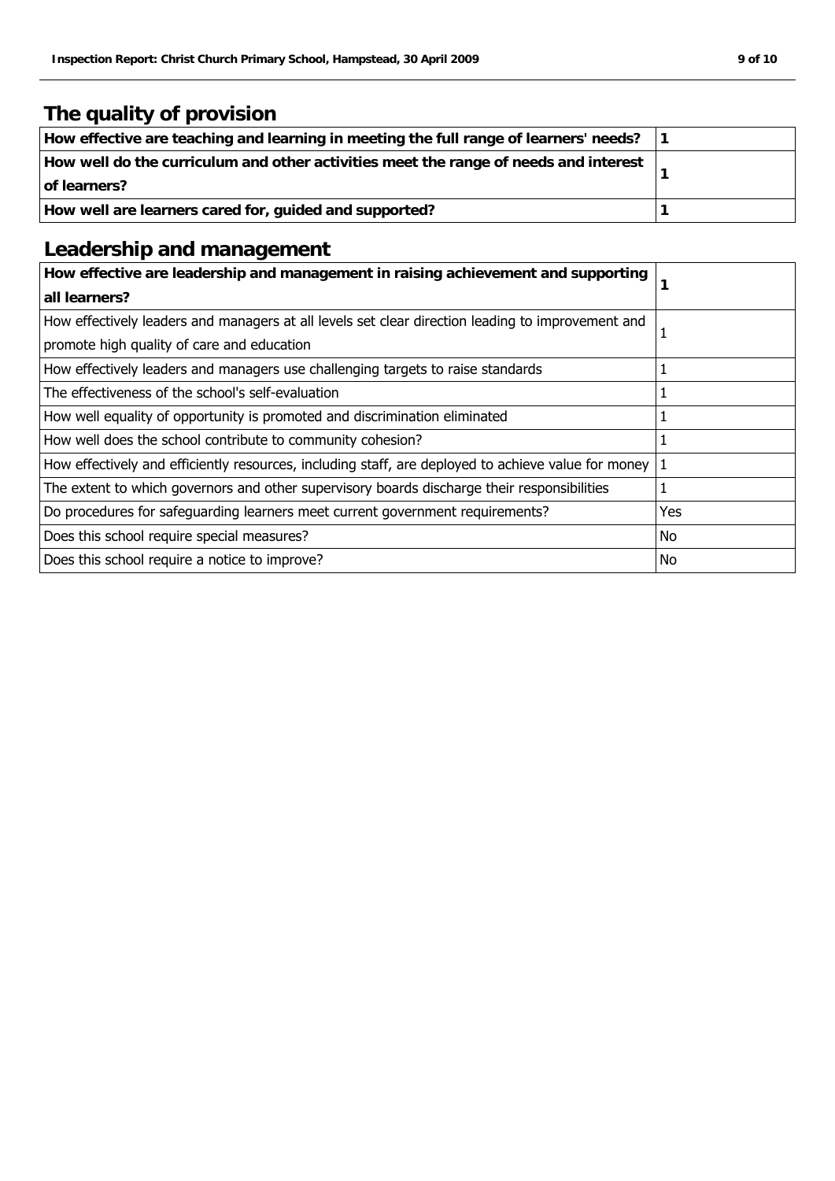## The quality of provision

| How effective are teaching and learning in meeting the full range of learners' needs? | 1 |
|---|---|
| **How well do the curriculum and other activities meet the range of needs and interest of learners?** | **1** |
| **How well are learners cared for, guided and supported?** | **1** |

## Leadership and management

| How effective are leadership and management in raising achievement and supporting all learners? | 1 |
|---|---|
| How effectively leaders and managers at all levels set clear direction leading to improvement and promote high quality of care and education | 1 |
| How effectively leaders and managers use challenging targets to raise standards | 1 |
| The effectiveness of the school's self-evaluation | 1 |
| How well equality of opportunity is promoted and discrimination eliminated | 1 |
| How well does the school contribute to community cohesion? | 1 |
| How effectively and efficiently resources, including staff, are deployed to achieve value for money | 1 |
| The extent to which governors and other supervisory boards discharge their responsibilities | 1 |
| Do procedures for safeguarding learners meet current government requirements? | Yes |
| Does this school require special measures? | No |
| Does this school require a notice to improve? | No |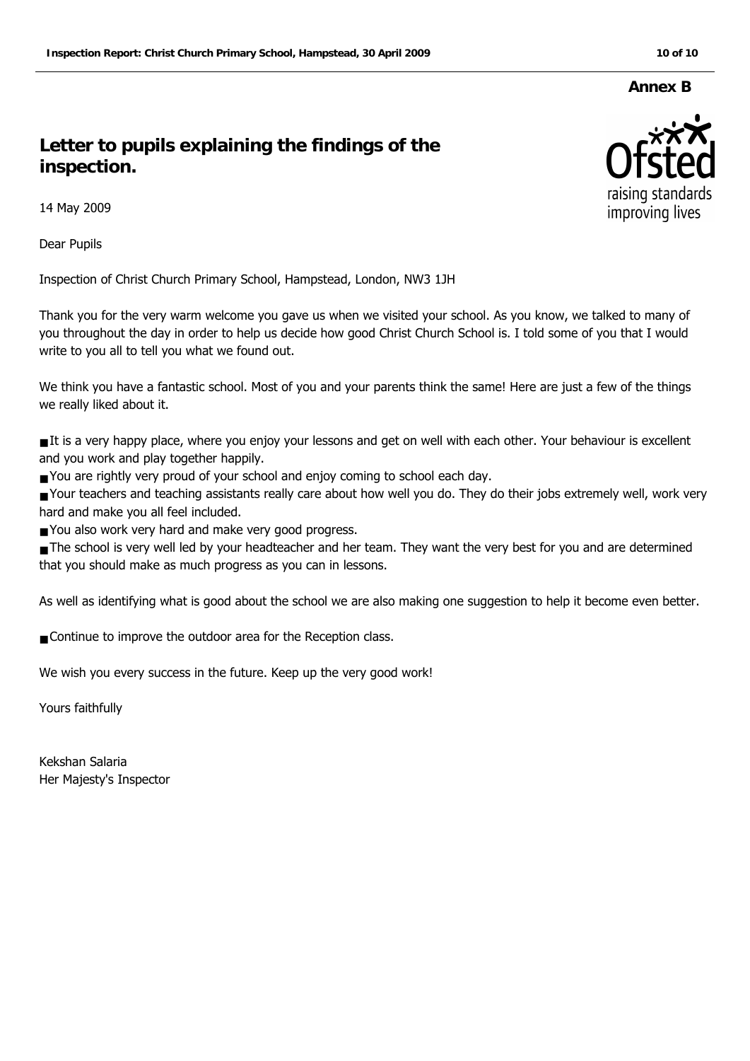**Annex B**

## Letter to pupils explaining the findings of the inspection.

14 May 2009

Dear Pupils

Inspection of Christ Church Primary School, Hampstead, London, NW3 1JH

Thank you for the very warm welcome you gave us when we visited your school. As you know, we talked to many of you throughout the day in order to help us decide how good Christ Church School is. I told some of you that I would write to you all to tell you what we found out.

We think you have a fantastic school. Most of you and your parents think the same! Here are just a few of the things we really liked about it.

- It is a very happy place, where you enjoy your lessons and get on well with each other. Your behaviour is excellent and you work and play together happily.
- You are rightly very proud of your school and enjoy coming to school each day.
- Your teachers and teaching assistants really care about how well you do. They do their jobs extremely well, work very hard and make you all feel included.
- You also work very hard and make very good progress.
- The school is very well led by your headteacher and her team. They want the very best for you and are determined that you should make as much progress as you can in lessons.

As well as identifying what is good about the school we are also making one suggestion to help it become even better.

- Continue to improve the outdoor area for the Reception class.

We wish you every success in the future. Keep up the very good work!

Yours faithfully

Kekshan Salaria
Her Majesty's Inspector